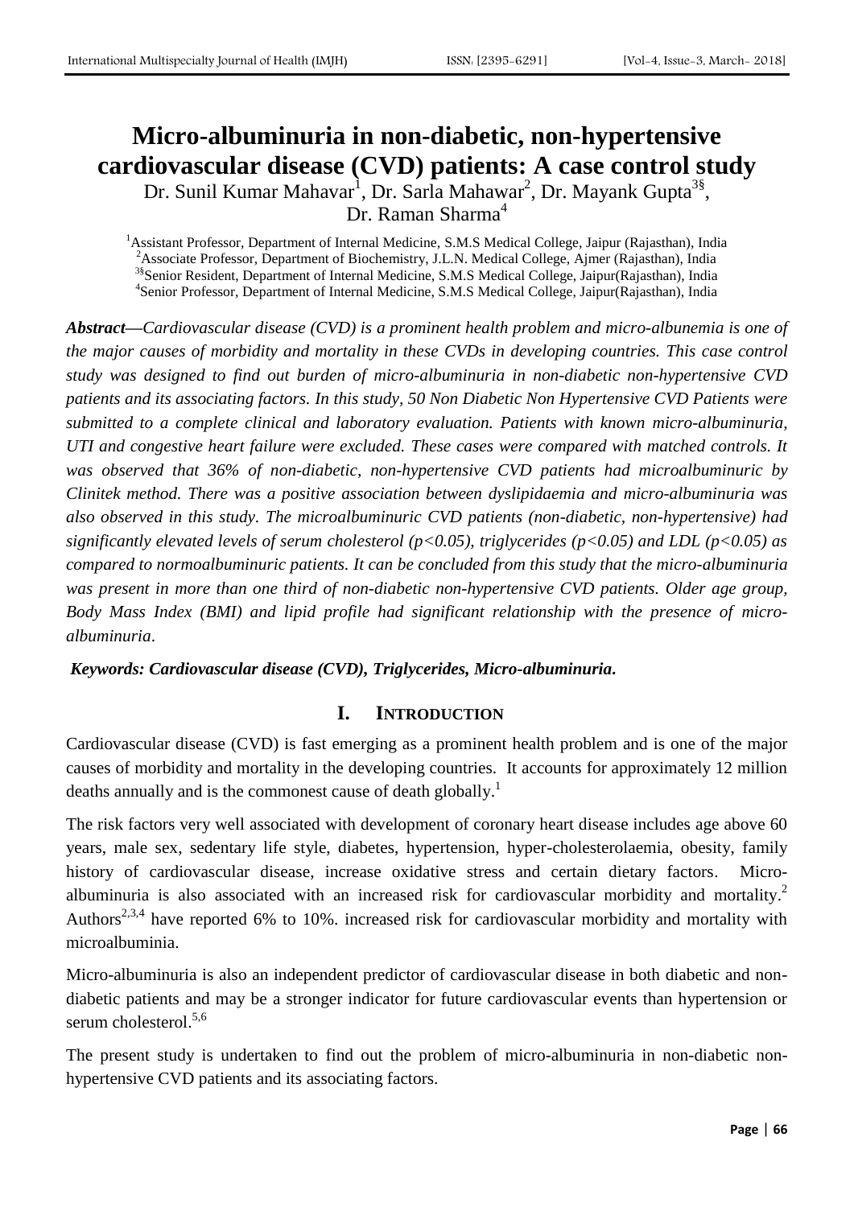# Micro-albuminuria in non-diabetic, non-hypertensive cardiovascular disease (CVD) patients: A case control study

Dr. Sunil Kumar Mahavar[1], Dr. Sarla Mahawar[2], Dr. Mayank Gupta[3§], Dr. Raman Sharma[4]

[1]Assistant Professor, Department of Internal Medicine, S.M.S Medical College, Jaipur (Rajasthan), India
[2]Associate Professor, Department of Biochemistry, J.L.N. Medical College, Ajmer (Rajasthan), India
[3§]Senior Resident, Department of Internal Medicine, S.M.S Medical College, Jaipur(Rajasthan), India
[4]Senior Professor, Department of Internal Medicine, S.M.S Medical College, Jaipur(Rajasthan), India

***Abstract***—*Cardiovascular disease (CVD) is a prominent health problem and micro-albunemia is one of the major causes of morbidity and mortality in these CVDs in developing countries. This case control study was designed to find out burden of micro-albuminuria in non-diabetic non-hypertensive CVD patients and its associating factors. In this study, 50 Non Diabetic Non Hypertensive CVD Patients were submitted to a complete clinical and laboratory evaluation. Patients with known micro-albuminuria, UTI and congestive heart failure were excluded. These cases were compared with matched controls. It was observed that 36% of non-diabetic, non-hypertensive CVD patients had microalbuminuric by Clinitek method. There was a positive association between dyslipidaemia and micro-albuminuria was also observed in this study. The microalbuminuric CVD patients (non-diabetic, non-hypertensive) had significantly elevated levels of serum cholesterol ($p<0.05$), triglycerides ($p<0.05$) and LDL ($p<0.05$) as compared to normoalbuminuric patients. It can be concluded from this study that the micro-albuminuria was present in more than one third of non-diabetic non-hypertensive CVD patients. Older age group, Body Mass Index (BMI) and lipid profile had significant relationship with the presence of micro-albuminuria*.

***Keywords: Cardiovascular disease (CVD), Triglycerides, Micro-albuminuria.***

## I. Introduction

Cardiovascular disease (CVD) is fast emerging as a prominent health problem and is one of the major causes of morbidity and mortality in the developing countries. It accounts for approximately 12 million deaths annually and is the commonest cause of death globally.[1]

The risk factors very well associated with development of coronary heart disease includes age above 60 years, male sex, sedentary life style, diabetes, hypertension, hyper-cholesterolaemia, obesity, family history of cardiovascular disease, increase oxidative stress and certain dietary factors. Micro-albuminuria is also associated with an increased risk for cardiovascular morbidity and mortality.[2] Authors[2,3,4] have reported 6% to 10%. increased risk for cardiovascular morbidity and mortality with microalbuminia.

Micro-albuminuria is also an independent predictor of cardiovascular disease in both diabetic and non-diabetic patients and may be a stronger indicator for future cardiovascular events than hypertension or serum cholesterol.[5,6]

The present study is undertaken to find out the problem of micro-albuminuria in non-diabetic non-hypertensive CVD patients and its associating factors.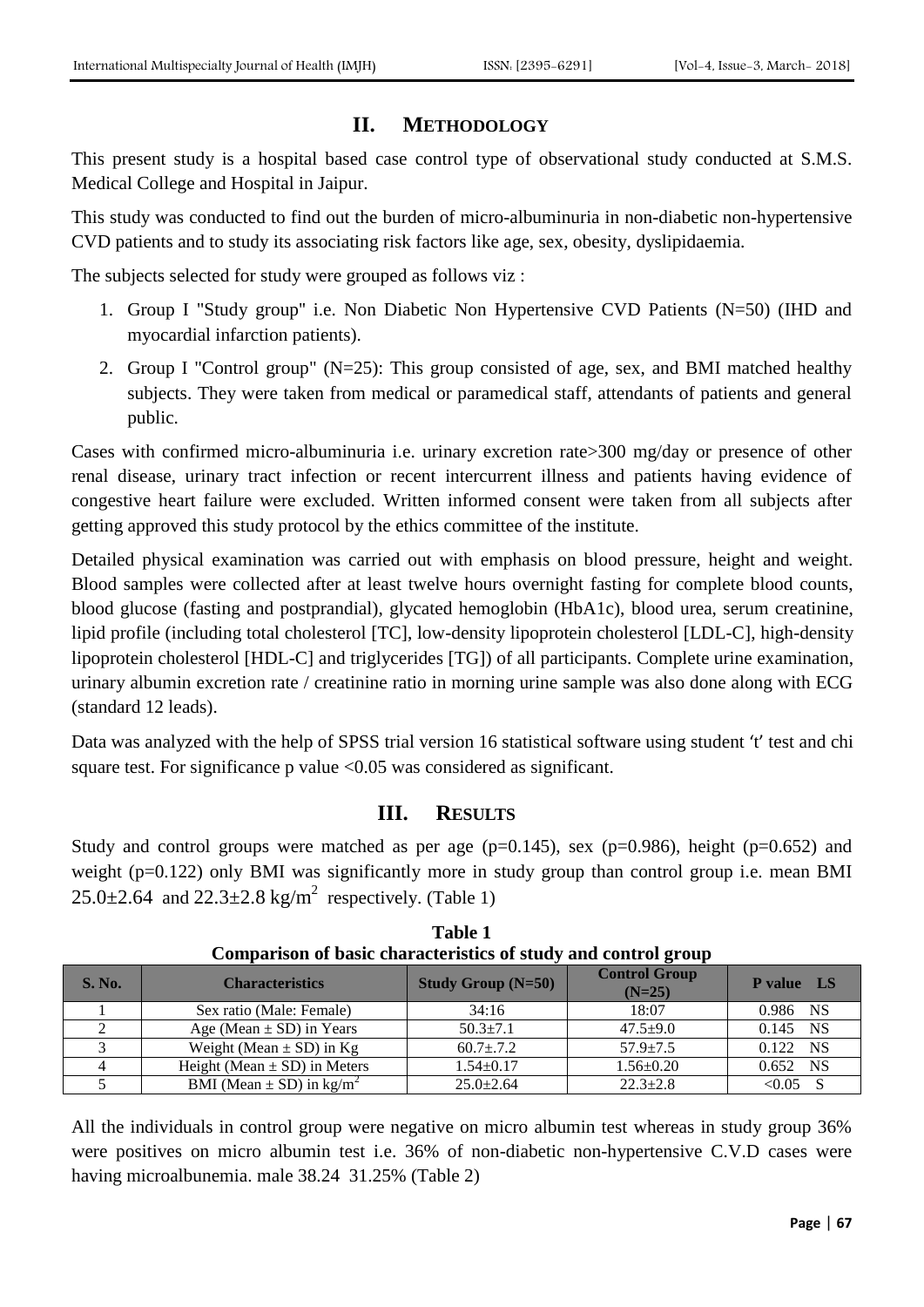## II. METHODOLOGY

This present study is a hospital based case control type of observational study conducted at S.M.S. Medical College and Hospital in Jaipur.

This study was conducted to find out the burden of micro-albuminuria in non-diabetic non-hypertensive CVD patients and to study its associating risk factors like age, sex, obesity, dyslipidaemia.

The subjects selected for study were grouped as follows viz :

1. Group I "Study group" i.e. Non Diabetic Non Hypertensive CVD Patients (N=50) (IHD and myocardial infarction patients).
2. Group I "Control group" (N=25): This group consisted of age, sex, and BMI matched healthy subjects. They were taken from medical or paramedical staff, attendants of patients and general public.

Cases with confirmed micro-albuminuria i.e. urinary excretion rate>300 mg/day or presence of other renal disease, urinary tract infection or recent intercurrent illness and patients having evidence of congestive heart failure were excluded. Written informed consent were taken from all subjects after getting approved this study protocol by the ethics committee of the institute.

Detailed physical examination was carried out with emphasis on blood pressure, height and weight. Blood samples were collected after at least twelve hours overnight fasting for complete blood counts, blood glucose (fasting and postprandial), glycated hemoglobin (HbA1c), blood urea, serum creatinine, lipid profile (including total cholesterol [TC], low-density lipoprotein cholesterol [LDL-C], high-density lipoprotein cholesterol [HDL-C] and triglycerides [TG]) of all participants. Complete urine examination, urinary albumin excretion rate / creatinine ratio in morning urine sample was also done along with ECG (standard 12 leads).

Data was analyzed with the help of SPSS trial version 16 statistical software using student 't' test and chi square test. For significance p value <0.05 was considered as significant.

## III. RESULTS

Study and control groups were matched as per age (p=0.145), sex (p=0.986), height (p=0.652) and weight (p=0.122) only BMI was significantly more in study group than control group i.e. mean BMI 25.0±2.64 and 22.3±2.8 kg/$m^2$ respectively. (Table 1)

**Table 1**
**Comparison of basic characteristics of study and control group**

| S. No. | Characteristics | Study Group (N=50) | Control Group (N=25) | P value LS |
|---|---|---|---|---|
| 1 | Sex ratio (Male: Female) | 34:16 | 18:07 | 0.986 NS |
| 2 | Age (Mean ± SD) in Years | 50.3±7.1 | 47.5±9.0 | 0.145 NS |
| 3 | Weight (Mean ± SD) in Kg | 60.7±.7.2 | 57.9±7.5 | 0.122 NS |
| 4 | Height (Mean ± SD) in Meters | 1.54±0.17 | 1.56±0.20 | 0.652 NS |
| 5 | BMI (Mean ± SD) in kg/$m^2$ | 25.0±2.64 | 22.3±2.8 | <0.05 S |

All the individuals in control group were negative on micro albumin test whereas in study group 36% were positives on micro albumin test i.e. 36% of non-diabetic non-hypertensive C.V.D cases were having microalbunemia. male 38.24 31.25% (Table 2)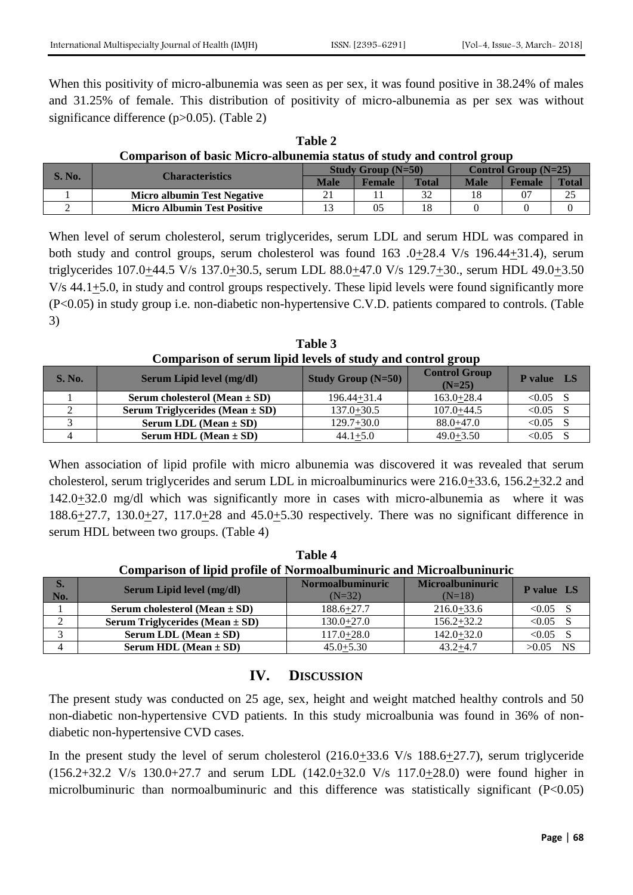When this positivity of micro-albunemia was seen as per sex, it was found positive in 38.24% of males and 31.25% of female. This distribution of positivity of micro-albunemia as per sex was without significance difference (p>0.05). (Table 2)

**Table 2**
**Comparison of basic Micro-albunemia status of study and control group**

| S. No. | Characteristics | Study Group (N=50) | | | Control Group (N=25) | | |
|---|---|---|---|---|---|---|---|
| | | Male | Female | Total | Male | Female | Total |
| 1 | Micro albumin Test Negative | 21 | 11 | 32 | 18 | 07 | 25 |
| 2 | Micro Albumin Test Positive | 13 | 05 | 18 | 0 | 0 | 0 |

When level of serum cholesterol, serum triglycerides, serum LDL and serum HDL was compared in both study and control groups, serum cholesterol was found 163 .0+28.4 V/s 196.44+31.4), serum triglycerides 107.0+44.5 V/s 137.0+30.5, serum LDL 88.0+47.0 V/s 129.7+30., serum HDL 49.0+3.50 V/s 44.1+5.0, in study and control groups respectively. These lipid levels were found significantly more (P<0.05) in study group i.e. non-diabetic non-hypertensive C.V.D. patients compared to controls. (Table 3)

**Table 3**
**Comparison of serum lipid levels of study and control group**

| S. No. | Serum Lipid level (mg/dl) | Study Group (N=50) | Control Group (N=25) | P value | LS |
|---|---|---|---|---|---|
| 1 | Serum cholesterol (Mean ± SD) | 196.44+31.4 | 163.0+28.4 | <0.05 | S |
| 2 | Serum Triglycerides (Mean ± SD) | 137.0+30.5 | 107.0+44.5 | <0.05 | S |
| 3 | Serum LDL (Mean ± SD) | 129.7+30.0 | 88.0+47.0 | <0.05 | S |
| 4 | Serum HDL (Mean ± SD) | 44.1+5.0 | 49.0+3.50 | <0.05 | S |

When association of lipid profile with micro albunemia was discovered it was revealed that serum cholesterol, serum triglycerides and serum LDL in microalbuminurics were 216.0+33.6, 156.2+32.2 and 142.0+32.0 mg/dl which was significantly more in cases with micro-albunemia as where it was 188.6+27.7, 130.0+27, 117.0+28 and 45.0+5.30 respectively. There was no significant difference in serum HDL between two groups. (Table 4)

**Table 4**
**Comparison of lipid profile of Normoalbuminuric and Microalbuninuric**

| S. No. | Serum Lipid level (mg/dl) | Normoalbuminuric (N=32) | Microalbuninuric (N=18) | P value | LS |
|---|---|---|---|---|---|
| 1 | Serum cholesterol (Mean ± SD) | 188.6+27.7 | 216.0+33.6 | <0.05 | S |
| 2 | Serum Triglycerides (Mean ± SD) | 130.0+27.0 | 156.2+32.2 | <0.05 | S |
| 3 | Serum LDL (Mean ± SD) | 117.0+28.0 | 142.0+32.0 | <0.05 | S |
| 4 | Serum HDL (Mean ± SD) | 45.0+5.30 | 43.2+4.7 | >0.05 | NS |

## IV. DISCUSSION

The present study was conducted on 25 age, sex, height and weight matched healthy controls and 50 non-diabetic non-hypertensive CVD patients. In this study microalbunia was found in 36% of non-diabetic non-hypertensive CVD cases.

In the present study the level of serum cholesterol (216.0+33.6 V/s 188.6+27.7), serum triglyceride (156.2+32.2 V/s 130.0+27.7 and serum LDL (142.0+32.0 V/s 117.0+28.0) were found higher in microlbuminuric than normoalbuminuric and this difference was statistically significant (P<0.05)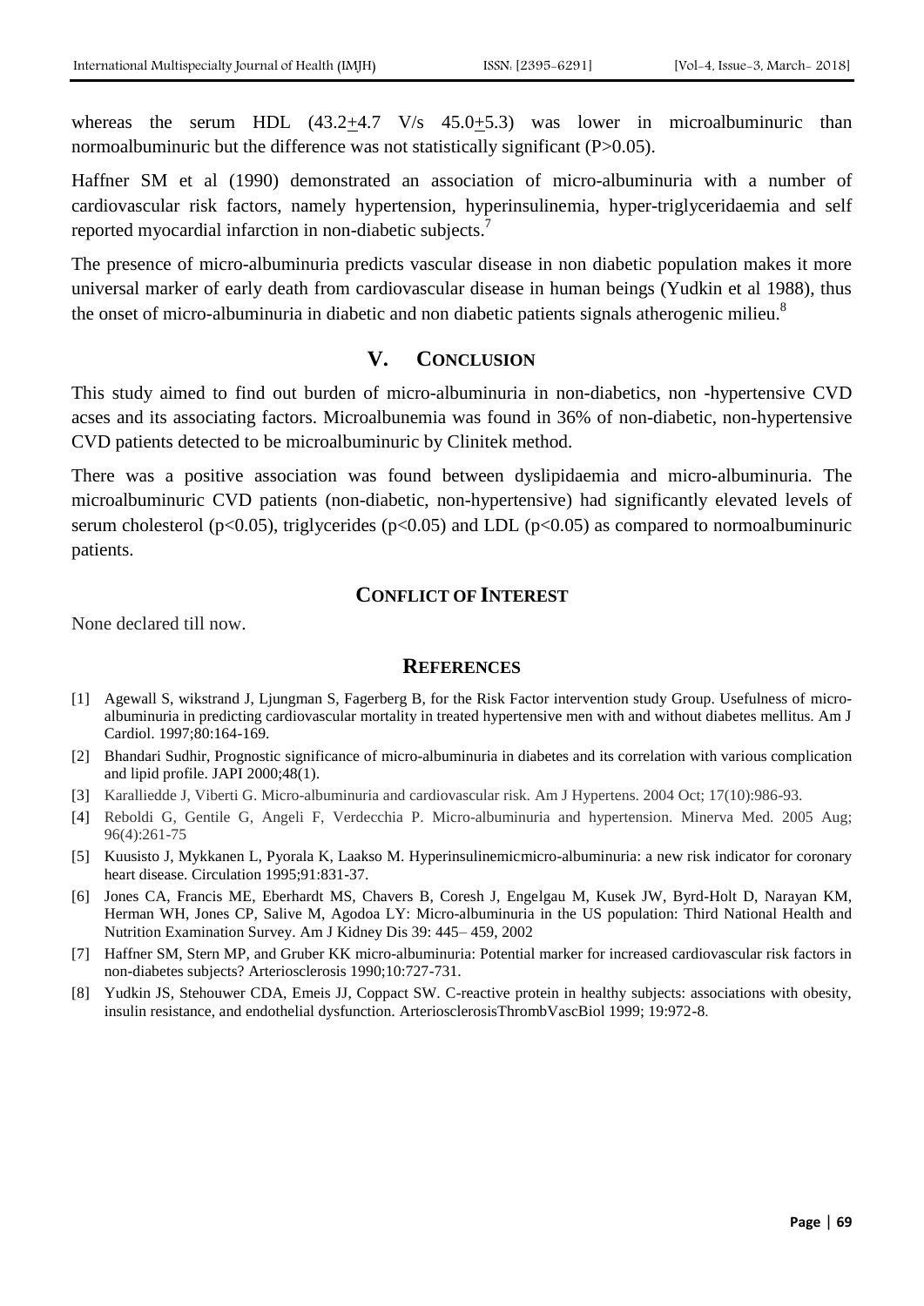whereas the serum HDL (43.2+4.7 V/s 45.0+5.3) was lower in microalbuminuric than normoalbuminuric but the difference was not statistically significant (P>0.05).

Haffner SM et al (1990) demonstrated an association of micro-albuminuria with a number of cardiovascular risk factors, namely hypertension, hyperinsulinemia, hyper-triglyceridaemia and self reported myocardial infarction in non-diabetic subjects.[7]

The presence of micro-albuminuria predicts vascular disease in non diabetic population makes it more universal marker of early death from cardiovascular disease in human beings (Yudkin et al 1988), thus the onset of micro-albuminuria in diabetic and non diabetic patients signals atherogenic milieu.[8]

## V. CONCLUSION

This study aimed to find out burden of micro-albuminuria in non-diabetics, non -hypertensive CVD acses and its associating factors. Microalbunemia was found in 36% of non-diabetic, non-hypertensive CVD patients detected to be microalbuminuric by Clinitek method.

There was a positive association was found between dyslipidaemia and micro-albuminuria. The microalbuminuric CVD patients (non-diabetic, non-hypertensive) had significantly elevated levels of serum cholesterol ($p<0.05$), triglycerides ($p<0.05$) and LDL ($p<0.05$) as compared to normoalbuminuric patients.

## CONFLICT OF INTEREST

None declared till now.

## REFERENCES

[1] Agewall S, wikstrand J, Ljungman S, Fagerberg B, for the Risk Factor intervention study Group. Usefulness of micro-albuminuria in predicting cardiovascular mortality in treated hypertensive men with and without diabetes mellitus. Am J Cardiol. 1997;80:164-169.

[2] Bhandari Sudhir, Prognostic significance of micro-albuminuria in diabetes and its correlation with various complication and lipid profile. JAPI 2000;48(1).

[3] Karalliedde J, Viberti G. Micro-albuminuria and cardiovascular risk. Am J Hypertens. 2004 Oct; 17(10):986-93.

[4] Reboldi G, Gentile G, Angeli F, Verdecchia P. Micro-albuminuria and hypertension. Minerva Med. 2005 Aug; 96(4):261-75

[5] Kuusisto J, Mykkanen L, Pyorala K, Laakso M. Hyperinsulinemicmicro-albuminuria: a new risk indicator for coronary heart disease. Circulation 1995;91:831-37.

[6] Jones CA, Francis ME, Eberhardt MS, Chavers B, Coresh J, Engelgau M, Kusek JW, Byrd-Holt D, Narayan KM, Herman WH, Jones CP, Salive M, Agodoa LY: Micro-albuminuria in the US population: Third National Health and Nutrition Examination Survey. Am J Kidney Dis 39: 445– 459, 2002

[7] Haffner SM, Stern MP, and Gruber KK micro-albuminuria: Potential marker for increased cardiovascular risk factors in non-diabetes subjects? Arteriosclerosis 1990;10:727-731.

[8] Yudkin JS, Stehouwer CDA, Emeis JJ, Coppact SW. C-reactive protein in healthy subjects: associations with obesity, insulin resistance, and endothelial dysfunction. ArteriosclerosisThrombVascBiol 1999; 19:972-8.